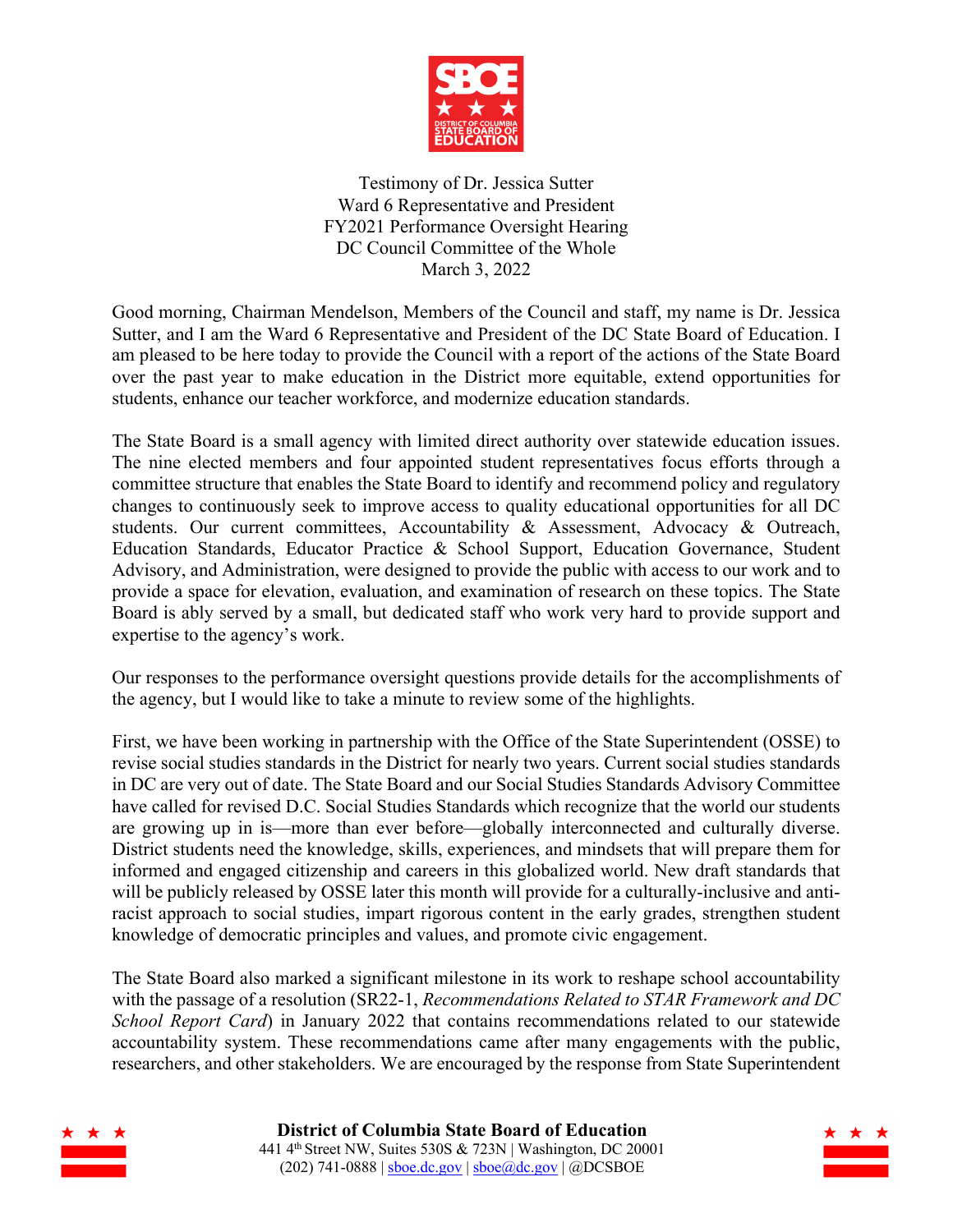Testimony of Dr. Jessica Sutter
Ward 6 Representative and President
FY2021 Performance Oversight Hearing
DC Council Committee of the Whole
March 3, 2022

Good morning, Chairman Mendelson, Members of the Council and staff, my name is Dr. Jessica Sutter, and I am the Ward 6 Representative and President of the DC State Board of Education. I am pleased to be here today to provide the Council with a report of the actions of the State Board over the past year to make education in the District more equitable, extend opportunities for students, enhance our teacher workforce, and modernize education standards.

The State Board is a small agency with limited direct authority over statewide education issues. The nine elected members and four appointed student representatives focus efforts through a committee structure that enables the State Board to identify and recommend policy and regulatory changes to continuously seek to improve access to quality educational opportunities for all DC students. Our current committees, Accountability & Assessment, Advocacy & Outreach, Education Standards, Educator Practice & School Support, Education Governance, Student Advisory, and Administration, were designed to provide the public with access to our work and to provide a space for elevation, evaluation, and examination of research on these topics. The State Board is ably served by a small, but dedicated staff who work very hard to provide support and expertise to the agency's work.

Our responses to the performance oversight questions provide details for the accomplishments of the agency, but I would like to take a minute to review some of the highlights.

First, we have been working in partnership with the Office of the State Superintendent (OSSE) to revise social studies standards in the District for nearly two years. Current social studies standards in DC are very out of date. The State Board and our Social Studies Standards Advisory Committee have called for revised D.C. Social Studies Standards which recognize that the world our students are growing up in is—more than ever before—globally interconnected and culturally diverse. District students need the knowledge, skills, experiences, and mindsets that will prepare them for informed and engaged citizenship and careers in this globalized world. New draft standards that will be publicly released by OSSE later this month will provide for a culturally-inclusive and anti-racist approach to social studies, impart rigorous content in the early grades, strengthen student knowledge of democratic principles and values, and promote civic engagement.

The State Board also marked a significant milestone in its work to reshape school accountability with the passage of a resolution (SR22-1, *Recommendations Related to STAR Framework and DC School Report Card*) in January 2022 that contains recommendations related to our statewide accountability system. These recommendations came after many engagements with the public, researchers, and other stakeholders. We are encouraged by the response from State Superintendent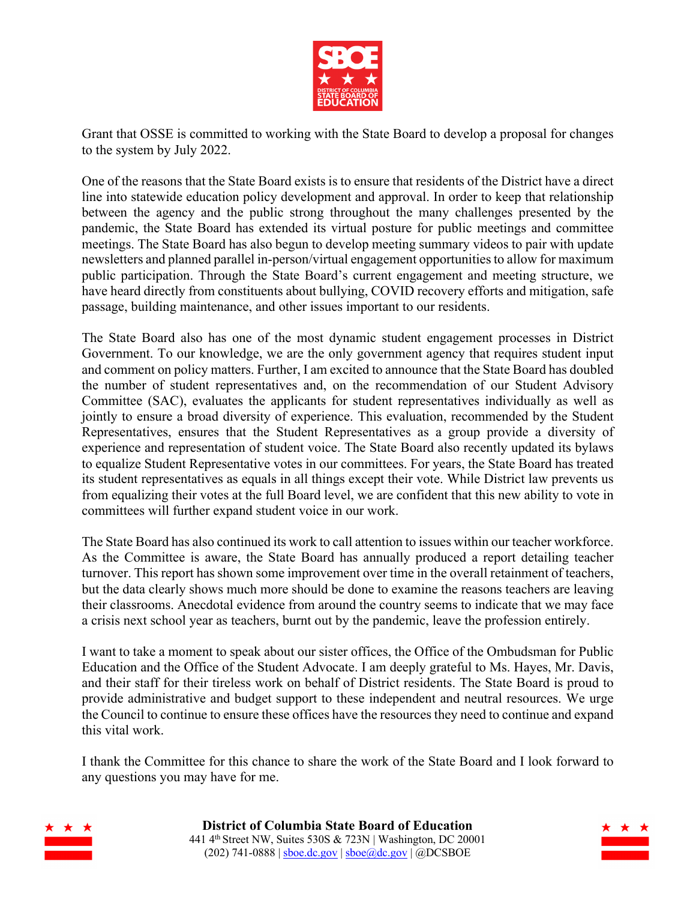Grant that OSSE is committed to working with the State Board to develop a proposal for changes to the system by July 2022.

One of the reasons that the State Board exists is to ensure that residents of the District have a direct line into statewide education policy development and approval. In order to keep that relationship between the agency and the public strong throughout the many challenges presented by the pandemic, the State Board has extended its virtual posture for public meetings and committee meetings. The State Board has also begun to develop meeting summary videos to pair with update newsletters and planned parallel in-person/virtual engagement opportunities to allow for maximum public participation. Through the State Board's current engagement and meeting structure, we have heard directly from constituents about bullying, COVID recovery efforts and mitigation, safe passage, building maintenance, and other issues important to our residents.

The State Board also has one of the most dynamic student engagement processes in District Government. To our knowledge, we are the only government agency that requires student input and comment on policy matters. Further, I am excited to announce that the State Board has doubled the number of student representatives and, on the recommendation of our Student Advisory Committee (SAC), evaluates the applicants for student representatives individually as well as jointly to ensure a broad diversity of experience. This evaluation, recommended by the Student Representatives, ensures that the Student Representatives as a group provide a diversity of experience and representation of student voice. The State Board also recently updated its bylaws to equalize Student Representative votes in our committees. For years, the State Board has treated its student representatives as equals in all things except their vote. While District law prevents us from equalizing their votes at the full Board level, we are confident that this new ability to vote in committees will further expand student voice in our work.

The State Board has also continued its work to call attention to issues within our teacher workforce. As the Committee is aware, the State Board has annually produced a report detailing teacher turnover. This report has shown some improvement over time in the overall retainment of teachers, but the data clearly shows much more should be done to examine the reasons teachers are leaving their classrooms. Anecdotal evidence from around the country seems to indicate that we may face a crisis next school year as teachers, burnt out by the pandemic, leave the profession entirely.

I want to take a moment to speak about our sister offices, the Office of the Ombudsman for Public Education and the Office of the Student Advocate. I am deeply grateful to Ms. Hayes, Mr. Davis, and their staff for their tireless work on behalf of District residents. The State Board is proud to provide administrative and budget support to these independent and neutral resources. We urge the Council to continue to ensure these offices have the resources they need to continue and expand this vital work.

I thank the Committee for this chance to share the work of the State Board and I look forward to any questions you may have for me.